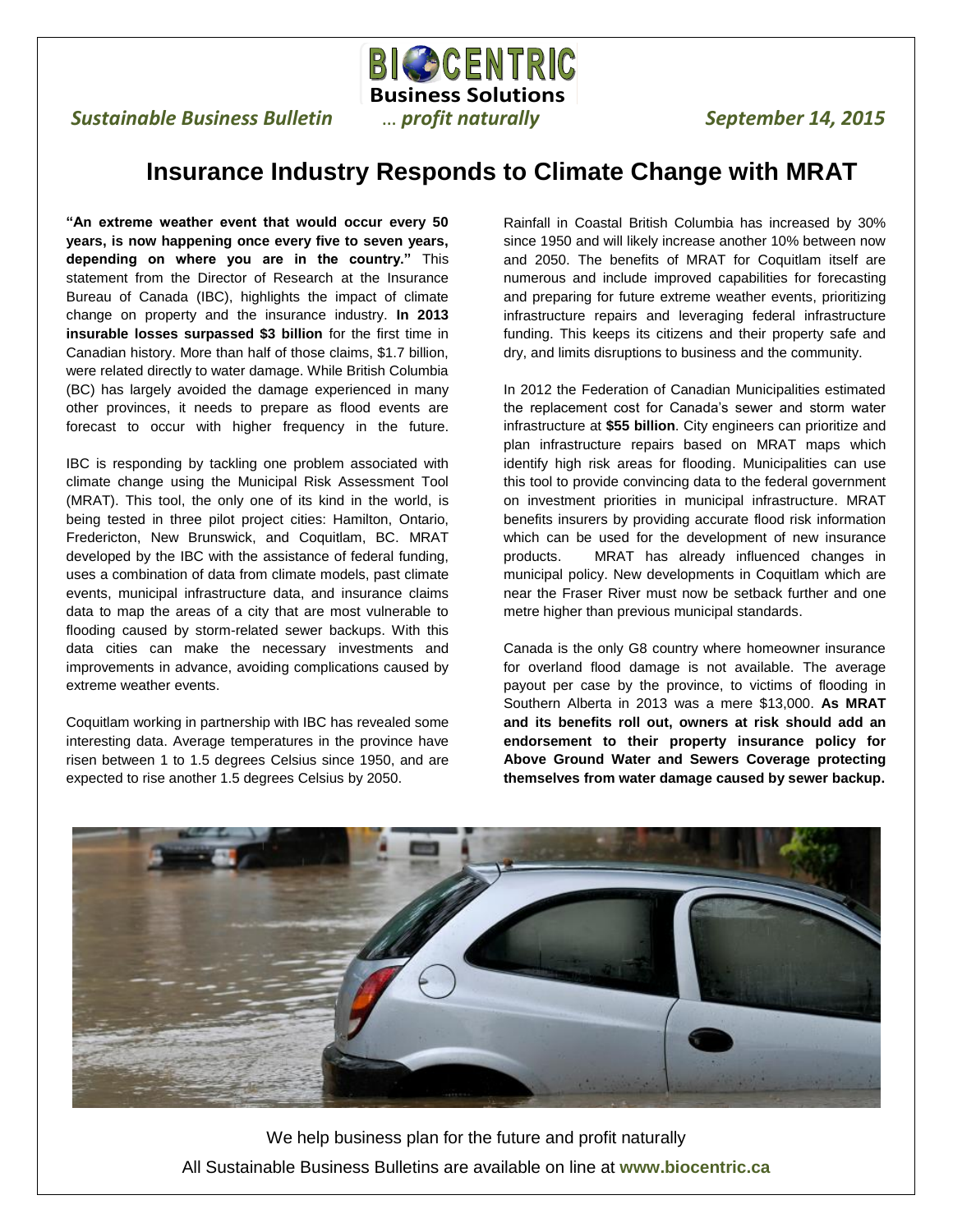BIOCENTRIC Business Solutions

*Sustainable Business Bulletin* … ***profit naturally*** *September 14, 2015*

# Insurance Industry Responds to Climate Change with MRAT

**"An extreme weather event that would occur every 50 years, is now happening once every five to seven years, depending on where you are in the country."** This statement from the Director of Research at the Insurance Bureau of Canada (IBC), highlights the impact of climate change on property and the insurance industry. **In 2013 insurable losses surpassed $3 billion** for the first time in Canadian history. More than half of those claims, $1.7 billion, were related directly to water damage. While British Columbia (BC) has largely avoided the damage experienced in many other provinces, it needs to prepare as flood events are forecast to occur with higher frequency in the future.

IBC is responding by tackling one problem associated with climate change using the Municipal Risk Assessment Tool (MRAT). This tool, the only one of its kind in the world, is being tested in three pilot project cities: Hamilton, Ontario, Fredericton, New Brunswick, and Coquitlam, BC. MRAT developed by the IBC with the assistance of federal funding, uses a combination of data from climate models, past climate events, municipal infrastructure data, and insurance claims data to map the areas of a city that are most vulnerable to flooding caused by storm-related sewer backups. With this data cities can make the necessary investments and improvements in advance, avoiding complications caused by extreme weather events.

Coquitlam working in partnership with IBC has revealed some interesting data. Average temperatures in the province have risen between 1 to 1.5 degrees Celsius since 1950, and are expected to rise another 1.5 degrees Celsius by 2050.

Rainfall in Coastal British Columbia has increased by 30% since 1950 and will likely increase another 10% between now and 2050. The benefits of MRAT for Coquitlam itself are numerous and include improved capabilities for forecasting and preparing for future extreme weather events, prioritizing infrastructure repairs and leveraging federal infrastructure funding. This keeps its citizens and their property safe and dry, and limits disruptions to business and the community.

In 2012 the Federation of Canadian Municipalities estimated the replacement cost for Canada's sewer and storm water infrastructure at **$55 billion**. City engineers can prioritize and plan infrastructure repairs based on MRAT maps which identify high risk areas for flooding. Municipalities can use this tool to provide convincing data to the federal government on investment priorities in municipal infrastructure. MRAT benefits insurers by providing accurate flood risk information which can be used for the development of new insurance products. MRAT has already influenced changes in municipal policy. New developments in Coquitlam which are near the Fraser River must now be setback further and one metre higher than previous municipal standards.

Canada is the only G8 country where homeowner insurance for overland flood damage is not available. The average payout per case by the province, to victims of flooding in Southern Alberta in 2013 was a mere $13,000. **As MRAT and its benefits roll out, owners at risk should add an endorsement to their property insurance policy for Above Ground Water and Sewers Coverage protecting themselves from water damage caused by sewer backup.**

We help business plan for the future and profit naturally

All Sustainable Business Bulletins are available on line at **www.biocentric.ca**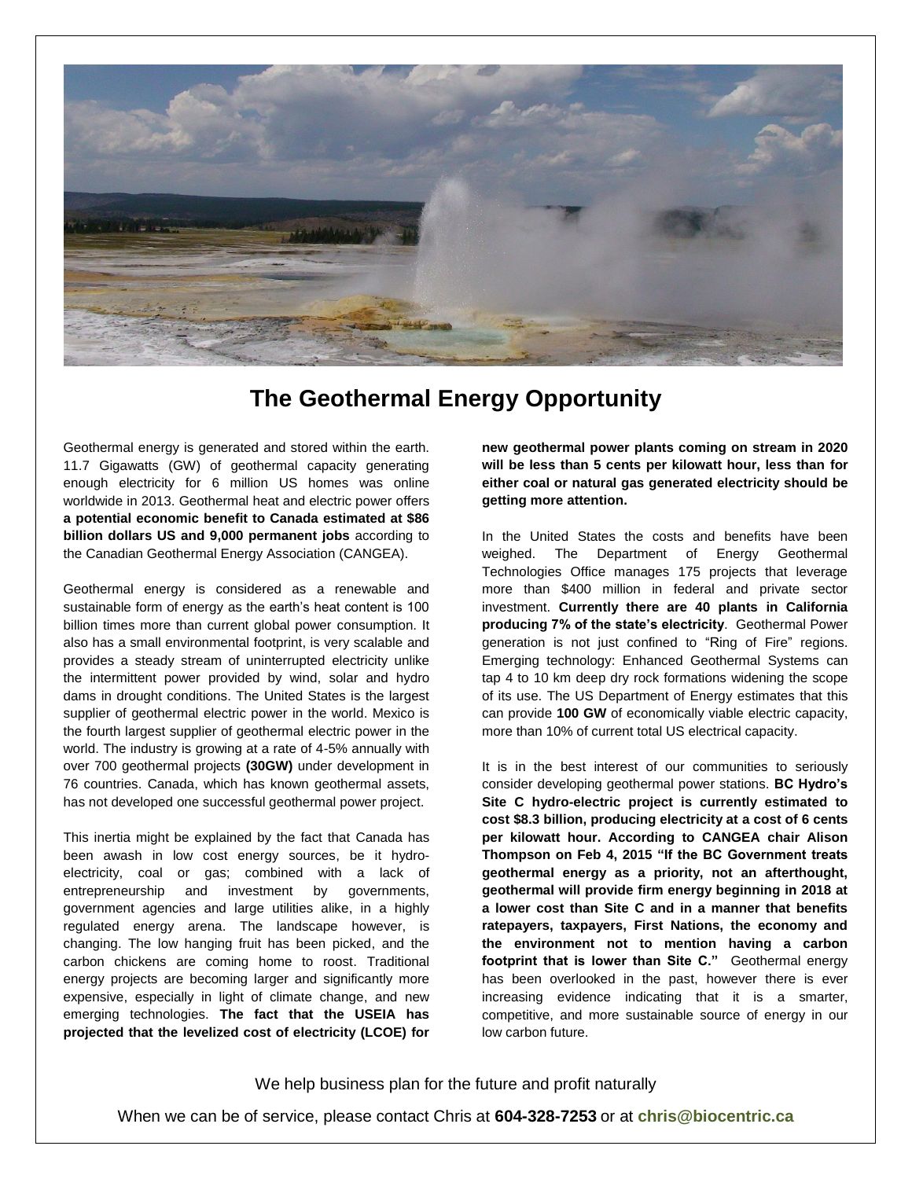# The Geothermal Energy Opportunity

Geothermal energy is generated and stored within the earth. 11.7 Gigawatts (GW) of geothermal capacity generating enough electricity for 6 million US homes was online worldwide in 2013. Geothermal heat and electric power offers **a potential economic benefit to Canada estimated at $86 billion dollars US and 9,000 permanent jobs** according to the Canadian Geothermal Energy Association (CANGEA).

Geothermal energy is considered as a renewable and sustainable form of energy as the earth's heat content is 100 billion times more than current global power consumption. It also has a small environmental footprint, is very scalable and provides a steady stream of uninterrupted electricity unlike the intermittent power provided by wind, solar and hydro dams in drought conditions. The United States is the largest supplier of geothermal electric power in the world. Mexico is the fourth largest supplier of geothermal electric power in the world. The industry is growing at a rate of 4-5% annually with over 700 geothermal projects **(30GW)** under development in 76 countries. Canada, which has known geothermal assets, has not developed one successful geothermal power project.

This inertia might be explained by the fact that Canada has been awash in low cost energy sources, be it hydro-electricity, coal or gas; combined with a lack of entrepreneurship and investment by governments, government agencies and large utilities alike, in a highly regulated energy arena. The landscape however, is changing. The low hanging fruit has been picked, and the carbon chickens are coming home to roost. Traditional energy projects are becoming larger and significantly more expensive, especially in light of climate change, and new emerging technologies. **The fact that the USEIA has projected that the levelized cost of electricity (LCOE) for new geothermal power plants coming on stream in 2020 will be less than 5 cents per kilowatt hour, less than for either coal or natural gas generated electricity should be getting more attention.**

In the United States the costs and benefits have been weighed. The Department of Energy Geothermal Technologies Office manages 175 projects that leverage more than $400 million in federal and private sector investment. **Currently there are 40 plants in California producing 7% of the state's electricity**. Geothermal Power generation is not just confined to "Ring of Fire" regions. Emerging technology: Enhanced Geothermal Systems can tap 4 to 10 km deep dry rock formations widening the scope of its use. The US Department of Energy estimates that this can provide **100 GW** of economically viable electric capacity, more than 10% of current total US electrical capacity.

It is in the best interest of our communities to seriously consider developing geothermal power stations. **BC Hydro's Site C hydro-electric project is currently estimated to cost $8.3 billion, producing electricity at a cost of 6 cents per kilowatt hour. According to CANGEA chair Alison Thompson on Feb 4, 2015 "If the BC Government treats geothermal energy as a priority, not an afterthought, geothermal will provide firm energy beginning in 2018 at a lower cost than Site C and in a manner that benefits ratepayers, taxpayers, First Nations, the economy and the environment not to mention having a carbon footprint that is lower than Site C."** Geothermal energy has been overlooked in the past, however there is ever increasing evidence indicating that it is a smarter, competitive, and more sustainable source of energy in our low carbon future.

We help business plan for the future and profit naturally

When we can be of service, please contact Chris at **604-328-7253** or at **chris@biocentric.ca**